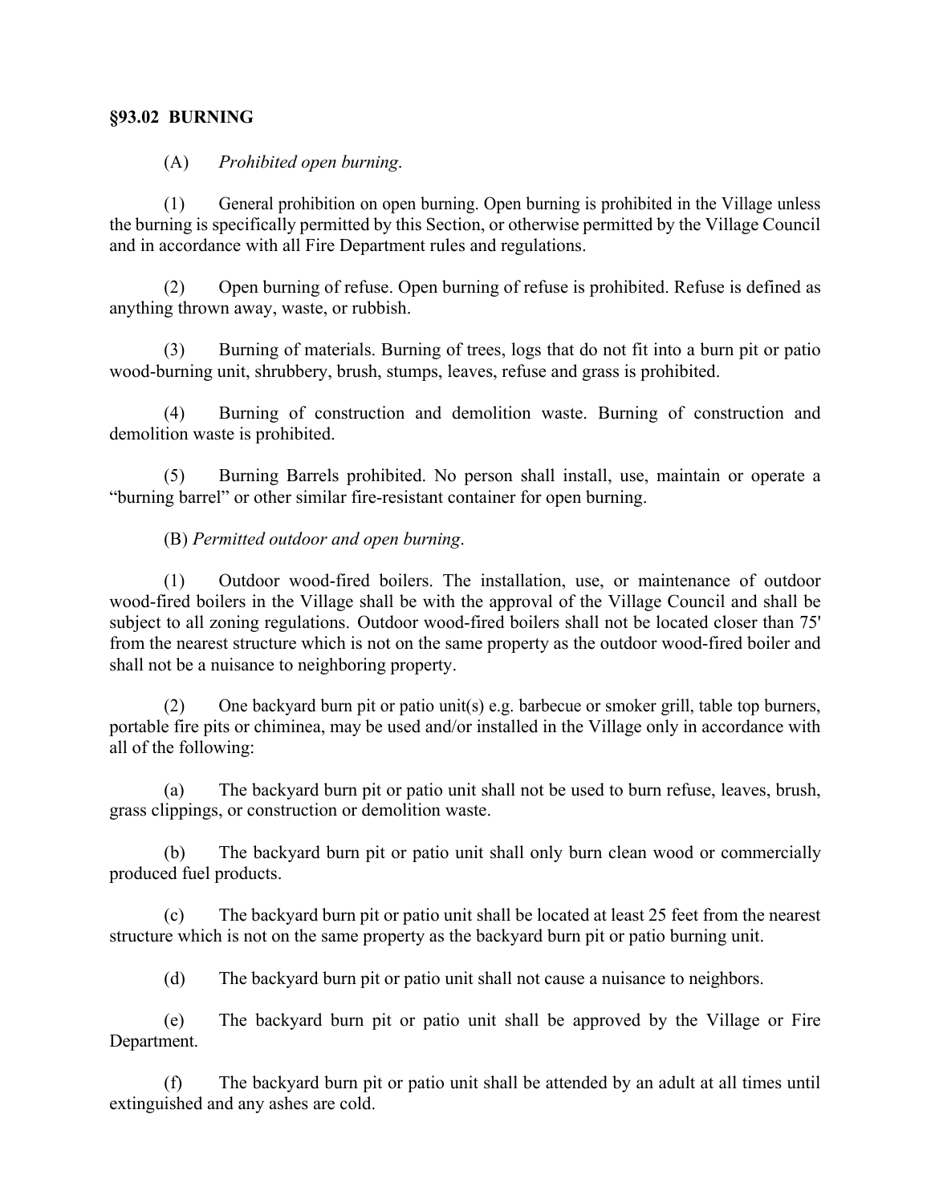## §93.02 BURNING

(A) *Prohibited open burning*.

(1) General prohibition on open burning. Open burning is prohibited in the Village unless the burning is specifically permitted by this Section, or otherwise permitted by the Village Council and in accordance with all Fire Department rules and regulations.

(2) Open burning of refuse. Open burning of refuse is prohibited. Refuse is defined as anything thrown away, waste, or rubbish.

(3) Burning of materials. Burning of trees, logs that do not fit into a burn pit or patio wood-burning unit, shrubbery, brush, stumps, leaves, refuse and grass is prohibited.

(4) Burning of construction and demolition waste. Burning of construction and demolition waste is prohibited.

(5) Burning Barrels prohibited. No person shall install, use, maintain or operate a "burning barrel" or other similar fire-resistant container for open burning.

(B) *Permitted outdoor and open burning*.

(1) Outdoor wood-fired boilers. The installation, use, or maintenance of outdoor wood-fired boilers in the Village shall be with the approval of the Village Council and shall be subject to all zoning regulations. Outdoor wood-fired boilers shall not be located closer than 75' from the nearest structure which is not on the same property as the outdoor wood-fired boiler and shall not be a nuisance to neighboring property.

(2) One backyard burn pit or patio unit(s) e.g. barbecue or smoker grill, table top burners, portable fire pits or chiminea, may be used and/or installed in the Village only in accordance with all of the following:

(a) The backyard burn pit or patio unit shall not be used to burn refuse, leaves, brush, grass clippings, or construction or demolition waste.

(b) The backyard burn pit or patio unit shall only burn clean wood or commercially produced fuel products.

(c) The backyard burn pit or patio unit shall be located at least 25 feet from the nearest structure which is not on the same property as the backyard burn pit or patio burning unit.

(d) The backyard burn pit or patio unit shall not cause a nuisance to neighbors.

(e) The backyard burn pit or patio unit shall be approved by the Village or Fire Department.

(f) The backyard burn pit or patio unit shall be attended by an adult at all times until extinguished and any ashes are cold.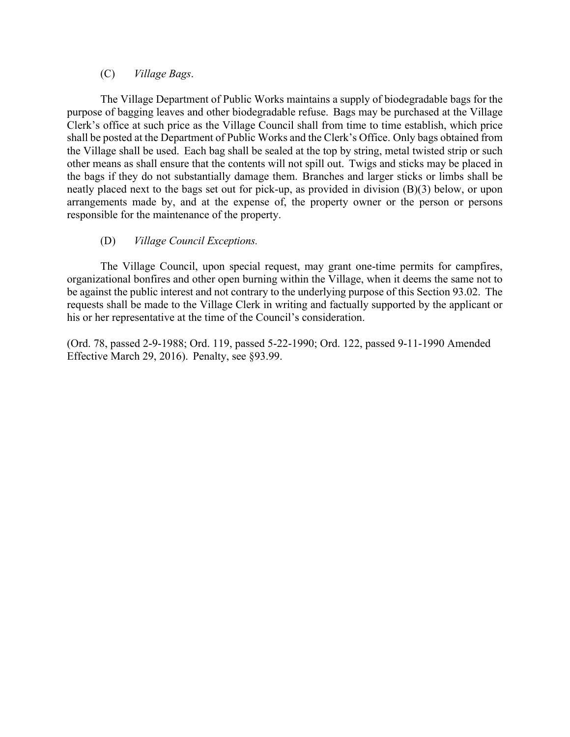(C) *Village Bags*.

The Village Department of Public Works maintains a supply of biodegradable bags for the purpose of bagging leaves and other biodegradable refuse. Bags may be purchased at the Village Clerk's office at such price as the Village Council shall from time to time establish, which price shall be posted at the Department of Public Works and the Clerk's Office. Only bags obtained from the Village shall be used. Each bag shall be sealed at the top by string, metal twisted strip or such other means as shall ensure that the contents will not spill out. Twigs and sticks may be placed in the bags if they do not substantially damage them. Branches and larger sticks or limbs shall be neatly placed next to the bags set out for pick-up, as provided in division (B)(3) below, or upon arrangements made by, and at the expense of, the property owner or the person or persons responsible for the maintenance of the property.

(D) *Village Council Exceptions.*

The Village Council, upon special request, may grant one-time permits for campfires, organizational bonfires and other open burning within the Village, when it deems the same not to be against the public interest and not contrary to the underlying purpose of this Section 93.02. The requests shall be made to the Village Clerk in writing and factually supported by the applicant or his or her representative at the time of the Council's consideration.

(Ord. 78, passed 2-9-1988; Ord. 119, passed 5-22-1990; Ord. 122, passed 9-11-1990 Amended Effective March 29, 2016). Penalty, see §93.99.